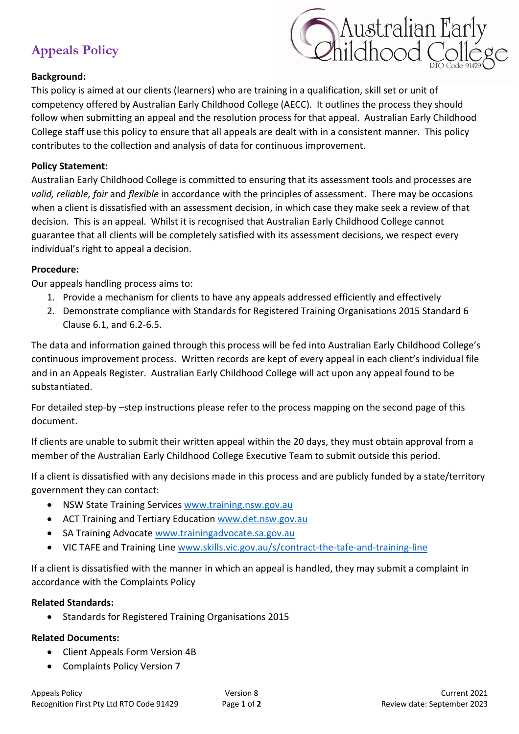# Appeals Policy

Australian Early Childhood College
RTO Code 91429

**Background:**
This policy is aimed at our clients (learners) who are training in a qualification, skill set or unit of competency offered by Australian Early Childhood College (AECC). It outlines the process they should follow when submitting an appeal and the resolution process for that appeal. Australian Early Childhood College staff use this policy to ensure that all appeals are dealt with in a consistent manner. This policy contributes to the collection and analysis of data for continuous improvement.

**Policy Statement:**
Australian Early Childhood College is committed to ensuring that its assessment tools and processes are *valid, reliable, fair* and *flexible* in accordance with the principles of assessment. There may be occasions when a client is dissatisfied with an assessment decision, in which case they make seek a review of that decision. This is an appeal. Whilst it is recognised that Australian Early Childhood College cannot guarantee that all clients will be completely satisfied with its assessment decisions, we respect every individual's right to appeal a decision.

**Procedure:**
Our appeals handling process aims to:

1. Provide a mechanism for clients to have any appeals addressed efficiently and effectively
2. Demonstrate compliance with Standards for Registered Training Organisations 2015 Standard 6 Clause 6.1, and 6.2-6.5.

The data and information gained through this process will be fed into Australian Early Childhood College's continuous improvement process. Written records are kept of every appeal in each client's individual file and in an Appeals Register. Australian Early Childhood College will act upon any appeal found to be substantiated.

For detailed step-by –step instructions please refer to the process mapping on the second page of this document.

If clients are unable to submit their written appeal within the 20 days, they must obtain approval from a member of the Australian Early Childhood College Executive Team to submit outside this period.

If a client is dissatisfied with any decisions made in this process and are publicly funded by a state/territory government they can contact:

- NSW State Training Services www.training.nsw.gov.au
- ACT Training and Tertiary Education www.det.nsw.gov.au
- SA Training Advocate www.trainingadvocate.sa.gov.au
- VIC TAFE and Training Line www.skills.vic.gov.au/s/contract-the-tafe-and-training-line

If a client is dissatisfied with the manner in which an appeal is handled, they may submit a complaint in accordance with the Complaints Policy

**Related Standards:**

- Standards for Registered Training Organisations 2015

**Related Documents:**

- Client Appeals Form Version 4B
- Complaints Policy Version 7

Appeals Policy — Version 8 — Current 2021
Recognition First Pty Ltd RTO Code 91429 — Review date: September 2023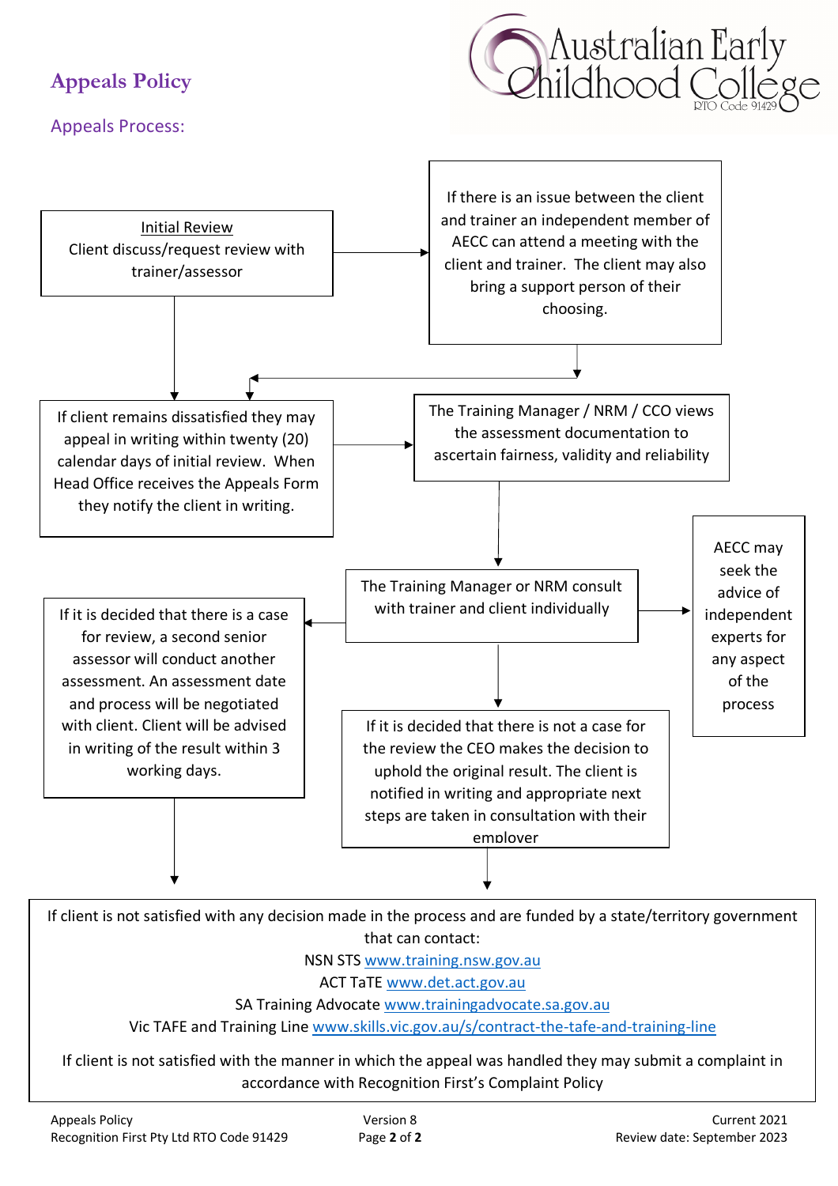# Appeals Policy

## Appeals Process:

**Initial Review**
Client discuss/request review with trainer/assessor

If there is an issue between the client and trainer an independent member of AECC can attend a meeting with the client and trainer. The client may also bring a support person of their choosing.

If client remains dissatisfied they may appeal in writing within twenty (20) calendar days of initial review. When Head Office receives the Appeals Form they notify the client in writing.

The Training Manager / NRM / CCO views the assessment documentation to ascertain fairness, validity and reliability

The Training Manager or NRM consult with trainer and client individually

AECC may seek the advice of independent experts for any aspect of the process

If it is decided that there is a case for review, a second senior assessor will conduct another assessment. An assessment date and process will be negotiated with client. Client will be advised in writing of the result within 3 working days.

If it is decided that there is not a case for the review the CEO makes the decision to uphold the original result. The client is notified in writing and appropriate next steps are taken in consultation with their employer

If client is not satisfied with any decision made in the process and are funded by a state/territory government that can contact:

NSN STS www.training.nsw.gov.au
ACT TaTE www.det.act.gov.au
SA Training Advocate www.trainingadvocate.sa.gov.au
Vic TAFE and Training Line www.skills.vic.gov.au/s/contract-the-tafe-and-training-line

If client is not satisfied with the manner in which the appeal was handled they may submit a complaint in accordance with Recognition First's Complaint Policy